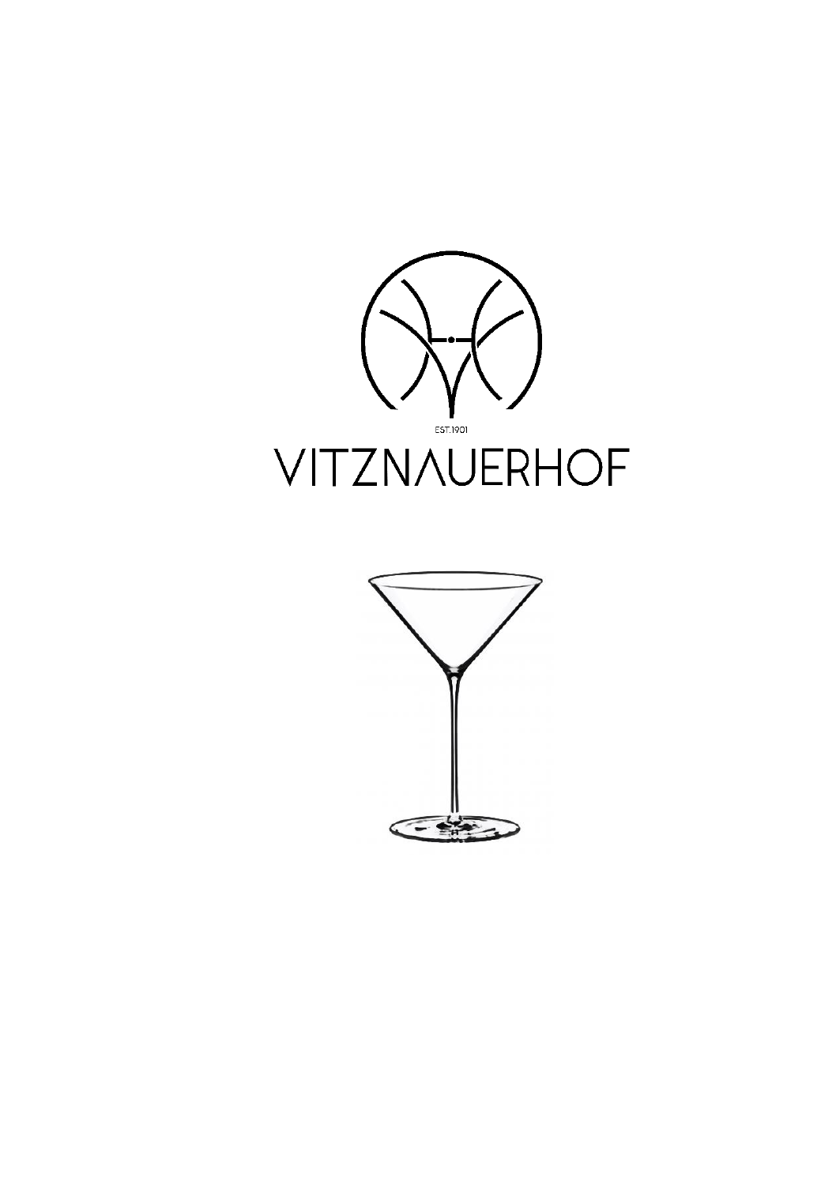EST.1901

# VITZNAUERHOF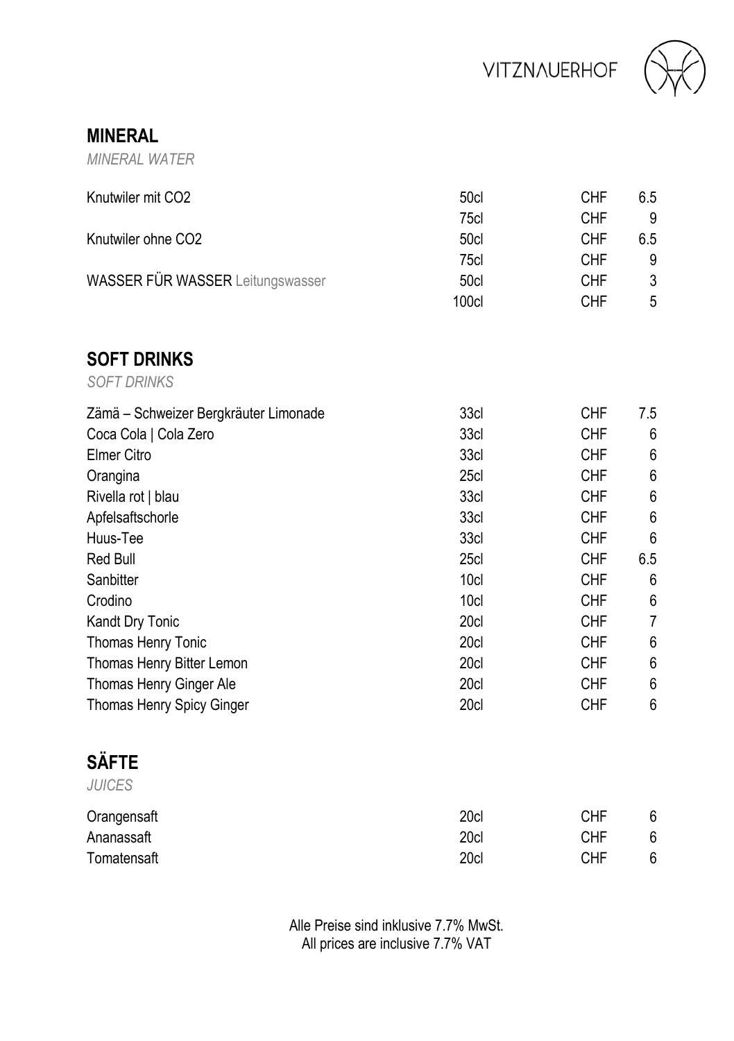## MINERAL

*MINERAL WATER*

| | | | |
|---|---|---|---|
| Knutwiler mit $CO_2$ | 50cl | CHF | 6.5 |
| | 75cl | CHF | 9 |
| Knutwiler ohne $CO_2$ | 50cl | CHF | 6.5 |
| | 75cl | CHF | 9 |
| WASSER FÜR WASSER Leitungswasser | 50cl | CHF | 3 |
| | 100cl | CHF | 5 |

## SOFT DRINKS

*SOFT DRINKS*

| | | | |
|---|---|---|---|
| Zämä – Schweizer Bergkräuter Limonade | 33cl | CHF | 7.5 |
| Coca Cola &#124; Cola Zero | 33cl | CHF | 6 |
| Elmer Citro | 33cl | CHF | 6 |
| Orangina | 25cl | CHF | 6 |
| Rivella rot &#124; blau | 33cl | CHF | 6 |
| Apfelsaftschorle | 33cl | CHF | 6 |
| Huus-Tee | 33cl | CHF | 6 |
| Red Bull | 25cl | CHF | 6.5 |
| Sanbitter | 10cl | CHF | 6 |
| Crodino | 10cl | CHF | 6 |
| Kandt Dry Tonic | 20cl | CHF | 7 |
| Thomas Henry Tonic | 20cl | CHF | 6 |
| Thomas Henry Bitter Lemon | 20cl | CHF | 6 |
| Thomas Henry Ginger Ale | 20cl | CHF | 6 |
| Thomas Henry Spicy Ginger | 20cl | CHF | 6 |

## SÄFTE

*JUICES*

| | | | |
|---|---|---|---|
| Orangensaft | 20cl | CHF | 6 |
| Ananassaft | 20cl | CHF | 6 |
| Tomatensaft | 20cl | CHF | 6 |

Alle Preise sind inklusive 7.7% MwSt.
All prices are inclusive 7.7% VAT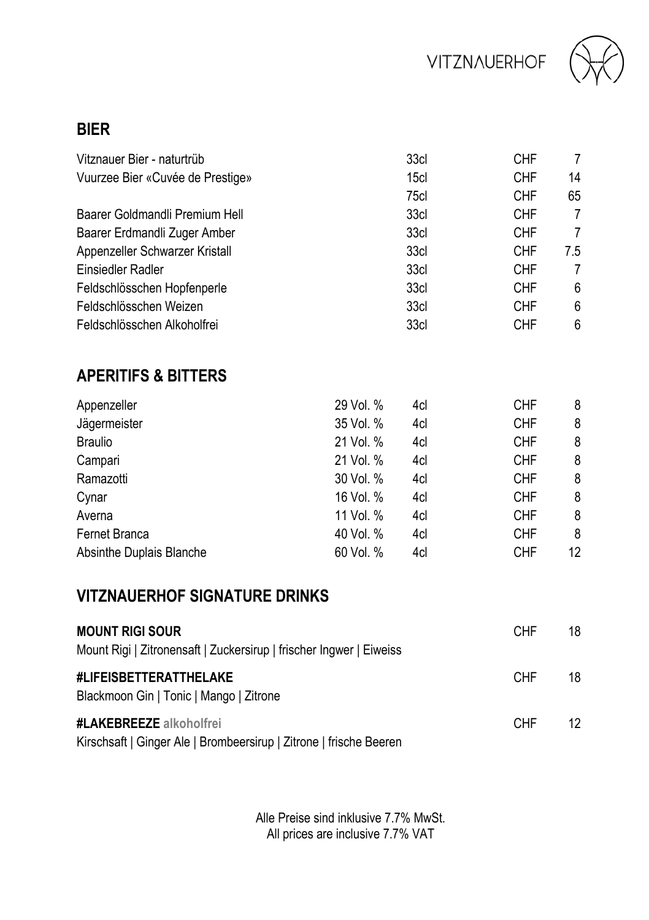## BIER

| | | | |
|---|---|---|---|
| Vitznauer Bier - naturtrüb | 33cl | CHF | 7 |
| Vuurzee Bier «Cuvée de Prestige» | 15cl | CHF | 14 |
| | 75cl | CHF | 65 |
| Baarer Goldmandli Premium Hell | 33cl | CHF | 7 |
| Baarer Erdmandli Zuger Amber | 33cl | CHF | 7 |
| Appenzeller Schwarzer Kristall | 33cl | CHF | 7.5 |
| Einsiedler Radler | 33cl | CHF | 7 |
| Feldschlösschen Hopfenperle | 33cl | CHF | 6 |
| Feldschlösschen Weizen | 33cl | CHF | 6 |
| Feldschlösschen Alkoholfrei | 33cl | CHF | 6 |

## APERITIFS & BITTERS

| | | | | |
|---|---|---|---|---|
| Appenzeller | 29 Vol. % | 4cl | CHF | 8 |
| Jägermeister | 35 Vol. % | 4cl | CHF | 8 |
| Braulio | 21 Vol. % | 4cl | CHF | 8 |
| Campari | 21 Vol. % | 4cl | CHF | 8 |
| Ramazotti | 30 Vol. % | 4cl | CHF | 8 |
| Cynar | 16 Vol. % | 4cl | CHF | 8 |
| Averna | 11 Vol. % | 4cl | CHF | 8 |
| Fernet Branca | 40 Vol. % | 4cl | CHF | 8 |
| Absinthe Duplais Blanche | 60 Vol. % | 4cl | CHF | 12 |

## VITZNAUERHOF SIGNATURE DRINKS

**MOUNT RIGI SOUR** — CHF 18
Mount Rigi | Zitronensaft | Zuckersirup | frischer Ingwer | Eiweiss

**#LIFEISBETTERATTHELAKE** — CHF 18
Blackmoon Gin | Tonic | Mango | Zitrone

**#LAKEBREEZE** alkoholfrei — CHF 12
Kirschsaft | Ginger Ale | Brombeersirup | Zitrone | frische Beeren

Alle Preise sind inklusive 7.7% MwSt.
All prices are inclusive 7.7% VAT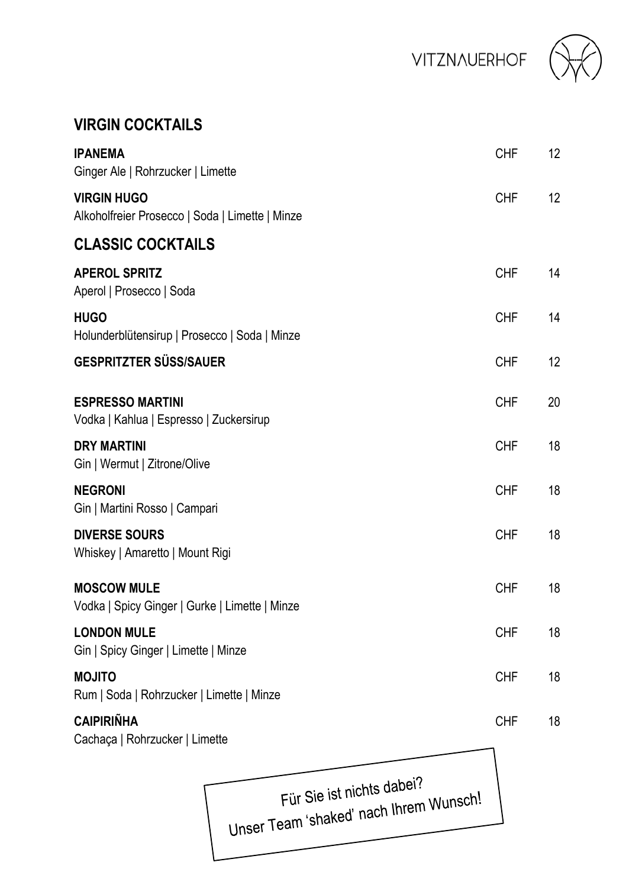VITZNAUERHOF

## VIRGIN COCKTAILS

**IPANEMA** — CHF 12
Ginger Ale | Rohrzucker | Limette

**VIRGIN HUGO** — CHF 12
Alkoholfreier Prosecco | Soda | Limette | Minze

## CLASSIC COCKTAILS

**APEROL SPRITZ** — CHF 14
Aperol | Prosecco | Soda

**HUGO** — CHF 14
Holunderblütensirup | Prosecco | Soda | Minze

**GESPRITZTER SÜSS/SAUER** — CHF 12

**ESPRESSO MARTINI** — CHF 20
Vodka | Kahlua | Espresso | Zuckersirup

**DRY MARTINI** — CHF 18
Gin | Wermut | Zitrone/Olive

**NEGRONI** — CHF 18
Gin | Martini Rosso | Campari

**DIVERSE SOURS** — CHF 18
Whiskey | Amaretto | Mount Rigi

**MOSCOW MULE** — CHF 18
Vodka | Spicy Ginger | Gurke | Limette | Minze

**LONDON MULE** — CHF 18
Gin | Spicy Ginger | Limette | Minze

**MOJITO** — CHF 18
Rum | Soda | Rohrzucker | Limette | Minze

**CAIPIRIÑHA** — CHF 18
Cachaça | Rohrzucker | Limette

Für Sie ist nichts dabei?
Unser Team 'shaked' nach Ihrem Wunsch!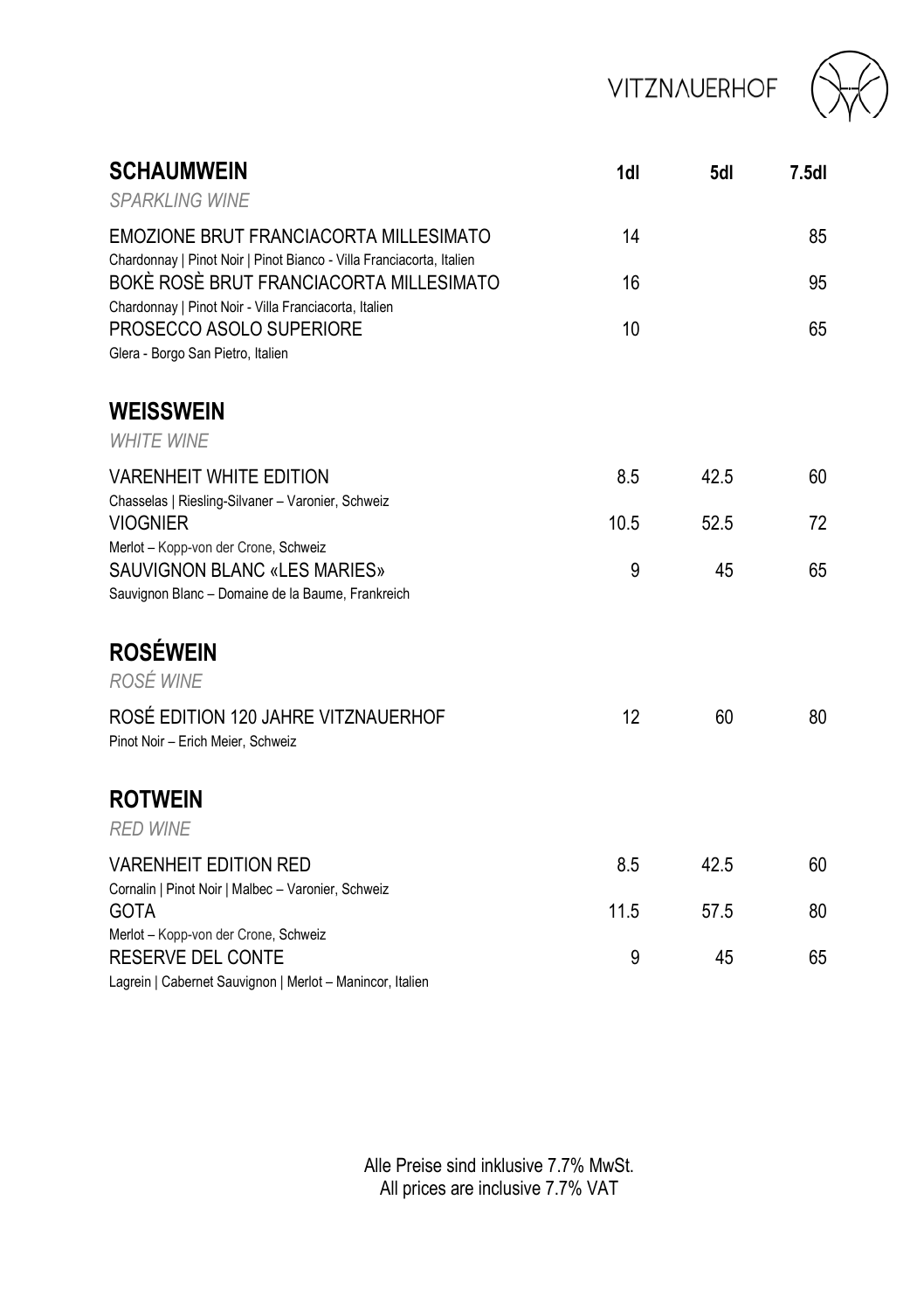VITZNAUERHOF

| **SCHAUMWEIN**<br>*SPARKLING WINE* | **1dl** | **5dl** | **7.5dl** |
|---|---|---|---|
| EMOZIONE BRUT FRANCIACORTA MILLESIMATO<br>Chardonnay \| Pinot Noir \| Pinot Bianco - Villa Franciacorta, Italien | 14 | | 85 |
| BOKÈ ROSÈ BRUT FRANCIACORTA MILLESIMATO<br>Chardonnay \| Pinot Noir - Villa Franciacorta, Italien | 16 | | 95 |
| PROSECCO ASOLO SUPERIORE<br>Glera - Borgo San Pietro, Italien | 10 | | 65 |

## WEISSWEIN

*WHITE WINE*

| | 1dl | 5dl | 7.5dl |
|---|---|---|---|
| VARENHEIT WHITE EDITION<br>Chasselas \| Riesling-Silvaner – Varonier, Schweiz | 8.5 | 42.5 | 60 |
| VIOGNIER<br>Merlot – Kopp-von der Crone, Schweiz | 10.5 | 52.5 | 72 |
| SAUVIGNON BLANC «LES MARIES»<br>Sauvignon Blanc – Domaine de la Baume, Frankreich | 9 | 45 | 65 |

## ROSÉWEIN

*ROSÉ WINE*

| | 1dl | 5dl | 7.5dl |
|---|---|---|---|
| ROSÉ EDITION 120 JAHRE VITZNAUERHOF<br>Pinot Noir – Erich Meier, Schweiz | 12 | 60 | 80 |

## ROTWEIN

*RED WINE*

| | 1dl | 5dl | 7.5dl |
|---|---|---|---|
| VARENHEIT EDITION RED<br>Cornalin \| Pinot Noir \| Malbec – Varonier, Schweiz | 8.5 | 42.5 | 60 |
| GOTA<br>Merlot – Kopp-von der Crone, Schweiz | 11.5 | 57.5 | 80 |
| RESERVE DEL CONTE<br>Lagrein \| Cabernet Sauvignon \| Merlot – Manincor, Italien | 9 | 45 | 65 |

Alle Preise sind inklusive 7.7% MwSt.
All prices are inclusive 7.7% VAT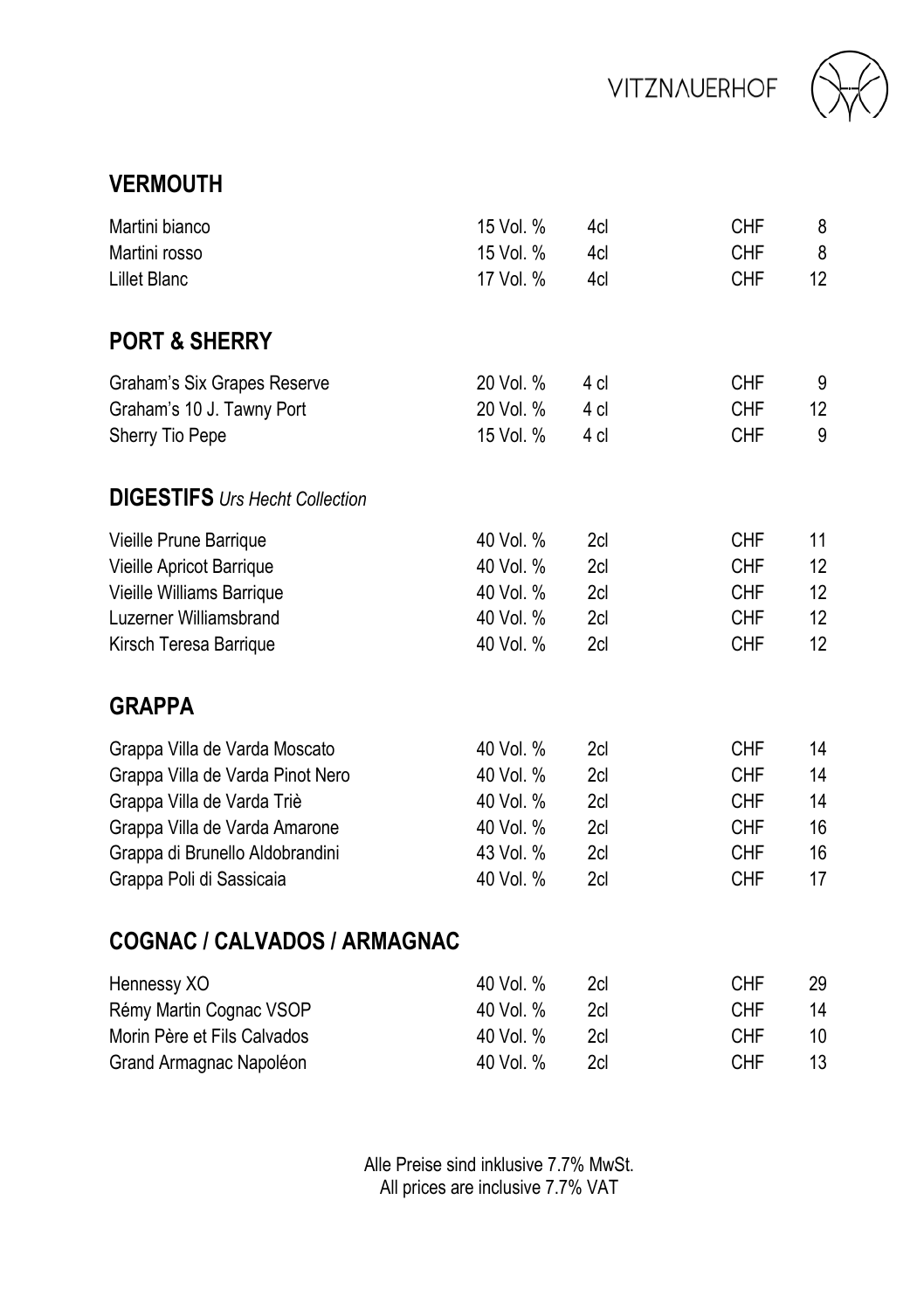## VERMOUTH

| | | | | |
|---|---|---|---|---|
| Martini bianco | 15 Vol. % | 4cl | CHF | 8 |
| Martini rosso | 15 Vol. % | 4cl | CHF | 8 |
| Lillet Blanc | 17 Vol. % | 4cl | CHF | 12 |

## PORT & SHERRY

| | | | | |
|---|---|---|---|---|
| Graham's Six Grapes Reserve | 20 Vol. % | 4 cl | CHF | 9 |
| Graham's 10 J. Tawny Port | 20 Vol. % | 4 cl | CHF | 12 |
| Sherry Tio Pepe | 15 Vol. % | 4 cl | CHF | 9 |

## DIGESTIFS *Urs Hecht Collection*

| | | | | |
|---|---|---|---|---|
| Vieille Prune Barrique | 40 Vol. % | 2cl | CHF | 11 |
| Vieille Apricot Barrique | 40 Vol. % | 2cl | CHF | 12 |
| Vieille Williams Barrique | 40 Vol. % | 2cl | CHF | 12 |
| Luzerner Williamsbrand | 40 Vol. % | 2cl | CHF | 12 |
| Kirsch Teresa Barrique | 40 Vol. % | 2cl | CHF | 12 |

## GRAPPA

| | | | | |
|---|---|---|---|---|
| Grappa Villa de Varda Moscato | 40 Vol. % | 2cl | CHF | 14 |
| Grappa Villa de Varda Pinot Nero | 40 Vol. % | 2cl | CHF | 14 |
| Grappa Villa de Varda Triè | 40 Vol. % | 2cl | CHF | 14 |
| Grappa Villa de Varda Amarone | 40 Vol. % | 2cl | CHF | 16 |
| Grappa di Brunello Aldobrandini | 43 Vol. % | 2cl | CHF | 16 |
| Grappa Poli di Sassicaia | 40 Vol. % | 2cl | CHF | 17 |

## COGNAC / CALVADOS / ARMAGNAC

| | | | | |
|---|---|---|---|---|
| Hennessy XO | 40 Vol. % | 2cl | CHF | 29 |
| Rémy Martin Cognac VSOP | 40 Vol. % | 2cl | CHF | 14 |
| Morin Père et Fils Calvados | 40 Vol. % | 2cl | CHF | 10 |
| Grand Armagnac Napoléon | 40 Vol. % | 2cl | CHF | 13 |

Alle Preise sind inklusive 7.7% MwSt.
All prices are inclusive 7.7% VAT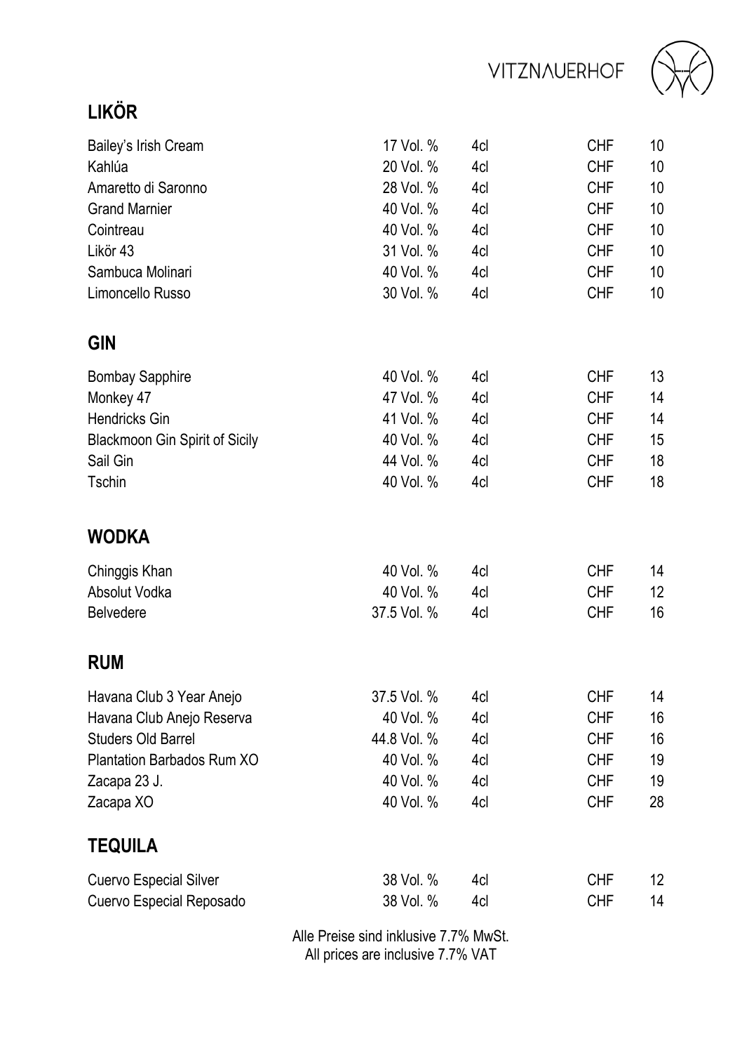VITZNAUERHOF

## LIKÖR

| | | | | |
|---|---|---|---|---|
| Bailey's Irish Cream | 17 Vol. % | 4cl | CHF | 10 |
| Kahlúa | 20 Vol. % | 4cl | CHF | 10 |
| Amaretto di Saronno | 28 Vol. % | 4cl | CHF | 10 |
| Grand Marnier | 40 Vol. % | 4cl | CHF | 10 |
| Cointreau | 40 Vol. % | 4cl | CHF | 10 |
| Likör 43 | 31 Vol. % | 4cl | CHF | 10 |
| Sambuca Molinari | 40 Vol. % | 4cl | CHF | 10 |
| Limoncello Russo | 30 Vol. % | 4cl | CHF | 10 |

## GIN

| | | | | |
|---|---|---|---|---|
| Bombay Sapphire | 40 Vol. % | 4cl | CHF | 13 |
| Monkey 47 | 47 Vol. % | 4cl | CHF | 14 |
| Hendricks Gin | 41 Vol. % | 4cl | CHF | 14 |
| Blackmoon Gin Spirit of Sicily | 40 Vol. % | 4cl | CHF | 15 |
| Sail Gin | 44 Vol. % | 4cl | CHF | 18 |
| Tschin | 40 Vol. % | 4cl | CHF | 18 |

## WODKA

| | | | | |
|---|---|---|---|---|
| Chinggis Khan | 40 Vol. % | 4cl | CHF | 14 |
| Absolut Vodka | 40 Vol. % | 4cl | CHF | 12 |
| Belvedere | 37.5 Vol. % | 4cl | CHF | 16 |

## RUM

| | | | | |
|---|---|---|---|---|
| Havana Club 3 Year Anejo | 37.5 Vol. % | 4cl | CHF | 14 |
| Havana Club Anejo Reserva | 40 Vol. % | 4cl | CHF | 16 |
| Studers Old Barrel | 44.8 Vol. % | 4cl | CHF | 16 |
| Plantation Barbados Rum XO | 40 Vol. % | 4cl | CHF | 19 |
| Zacapa 23 J. | 40 Vol. % | 4cl | CHF | 19 |
| Zacapa XO | 40 Vol. % | 4cl | CHF | 28 |

## TEQUILA

| | | | | |
|---|---|---|---|---|
| Cuervo Especial Silver | 38 Vol. % | 4cl | CHF | 12 |
| Cuervo Especial Reposado | 38 Vol. % | 4cl | CHF | 14 |

Alle Preise sind inklusive 7.7% MwSt.
All prices are inclusive 7.7% VAT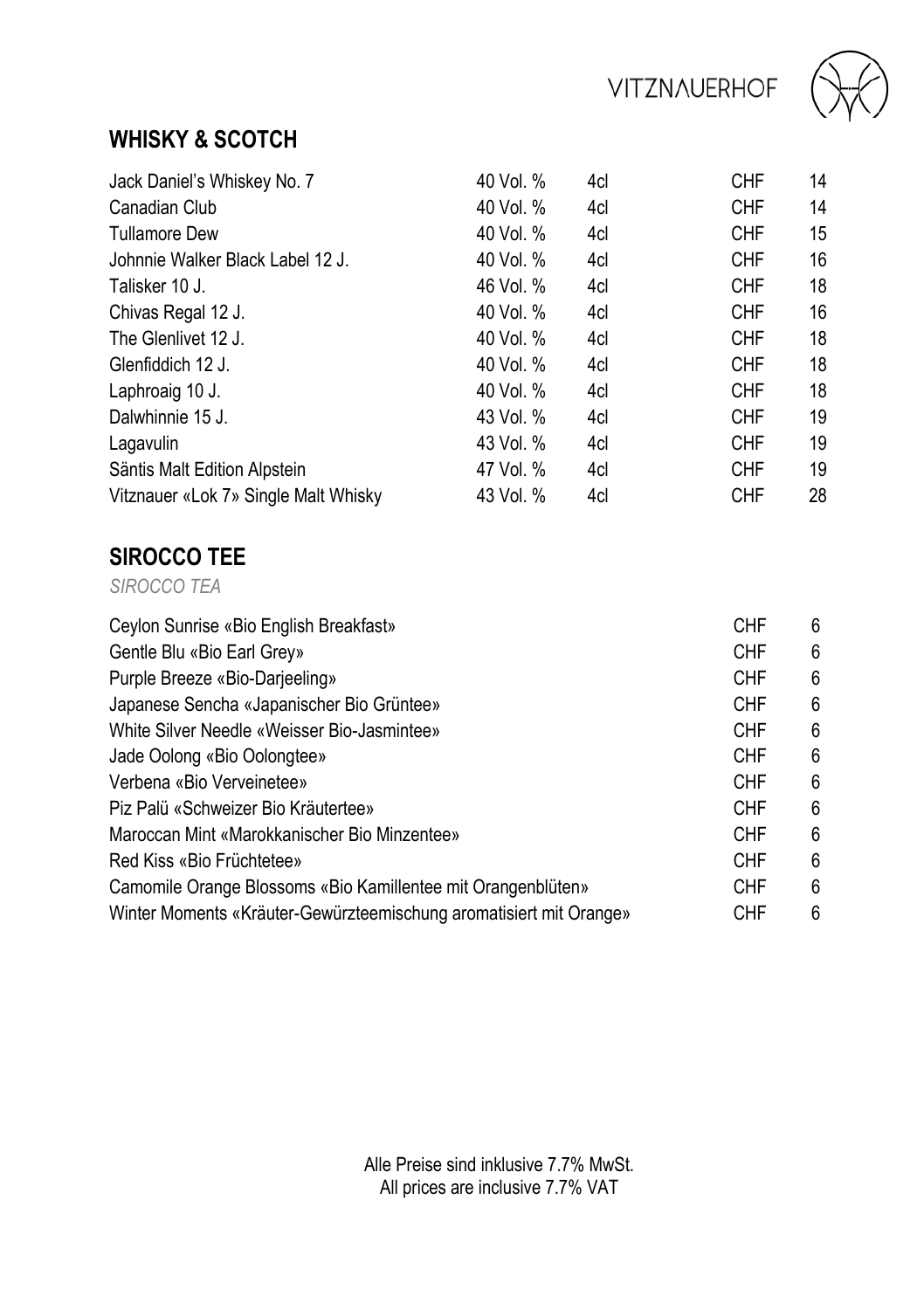## WHISKY & SCOTCH

| | | | | |
|---|---|---|---|---|
| Jack Daniel's Whiskey No. 7 | 40 Vol. % | 4cl | CHF | 14 |
| Canadian Club | 40 Vol. % | 4cl | CHF | 14 |
| Tullamore Dew | 40 Vol. % | 4cl | CHF | 15 |
| Johnnie Walker Black Label 12 J. | 40 Vol. % | 4cl | CHF | 16 |
| Talisker 10 J. | 46 Vol. % | 4cl | CHF | 18 |
| Chivas Regal 12 J. | 40 Vol. % | 4cl | CHF | 16 |
| The Glenlivet 12 J. | 40 Vol. % | 4cl | CHF | 18 |
| Glenfiddich 12 J. | 40 Vol. % | 4cl | CHF | 18 |
| Laphroaig 10 J. | 40 Vol. % | 4cl | CHF | 18 |
| Dalwhinnie 15 J. | 43 Vol. % | 4cl | CHF | 19 |
| Lagavulin | 43 Vol. % | 4cl | CHF | 19 |
| Säntis Malt Edition Alpstein | 47 Vol. % | 4cl | CHF | 19 |
| Vitznauer «Lok 7» Single Malt Whisky | 43 Vol. % | 4cl | CHF | 28 |

## SIROCCO TEE

*SIROCCO TEA*

| | | |
|---|---|---|
| Ceylon Sunrise «Bio English Breakfast» | CHF | 6 |
| Gentle Blu «Bio Earl Grey» | CHF | 6 |
| Purple Breeze «Bio-Darjeeling» | CHF | 6 |
| Japanese Sencha «Japanischer Bio Grüntee» | CHF | 6 |
| White Silver Needle «Weisser Bio-Jasmintee» | CHF | 6 |
| Jade Oolong «Bio Oolongtee» | CHF | 6 |
| Verbena «Bio Verveinetee» | CHF | 6 |
| Piz Palü «Schweizer Bio Kräutertee» | CHF | 6 |
| Maroccan Mint «Marokkanischer Bio Minzentee» | CHF | 6 |
| Red Kiss «Bio Früchtetee» | CHF | 6 |
| Camomile Orange Blossoms «Bio Kamillentee mit Orangenblüten» | CHF | 6 |
| Winter Moments «Kräuter-Gewürzteemischung aromatisiert mit Orange» | CHF | 6 |

Alle Preise sind inklusive 7.7% MwSt.
All prices are inclusive 7.7% VAT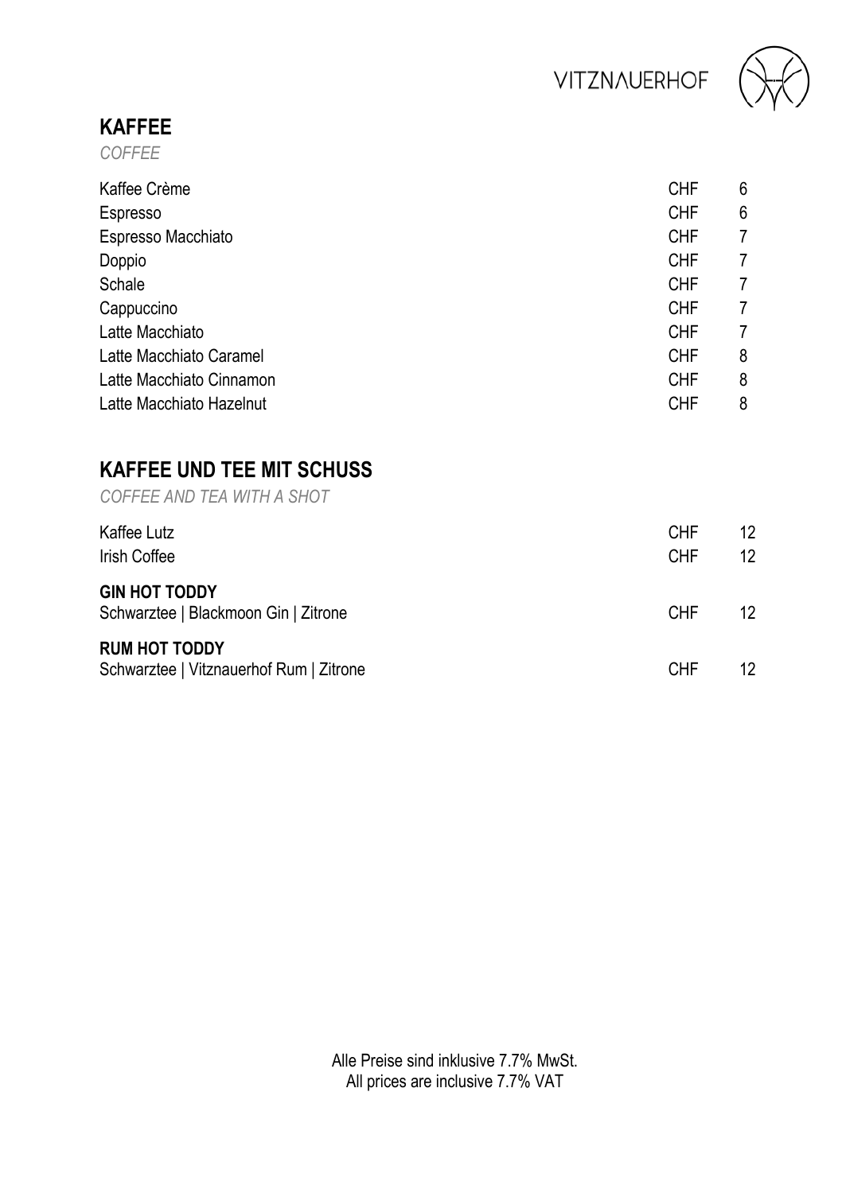VITZNAUERHOF

## KAFFEE

*COFFEE*

| | | |
|---|---|---|
| Kaffee Crème | CHF | 6 |
| Espresso | CHF | 6 |
| Espresso Macchiato | CHF | 7 |
| Doppio | CHF | 7 |
| Schale | CHF | 7 |
| Cappuccino | CHF | 7 |
| Latte Macchiato | CHF | 7 |
| Latte Macchiato Caramel | CHF | 8 |
| Latte Macchiato Cinnamon | CHF | 8 |
| Latte Macchiato Hazelnut | CHF | 8 |

## KAFFEE UND TEE MIT SCHUSS

*COFFEE AND TEA WITH A SHOT*

| | | |
|---|---|---|
| Kaffee Lutz | CHF | 12 |
| Irish Coffee | CHF | 12 |
| **GIN HOT TODDY**<br>Schwarztee \| Blackmoon Gin \| Zitrone | CHF | 12 |
| **RUM HOT TODDY**<br>Schwarztee \| Vitznauerhof Rum \| Zitrone | CHF | 12 |

Alle Preise sind inklusive 7.7% MwSt.
All prices are inclusive 7.7% VAT